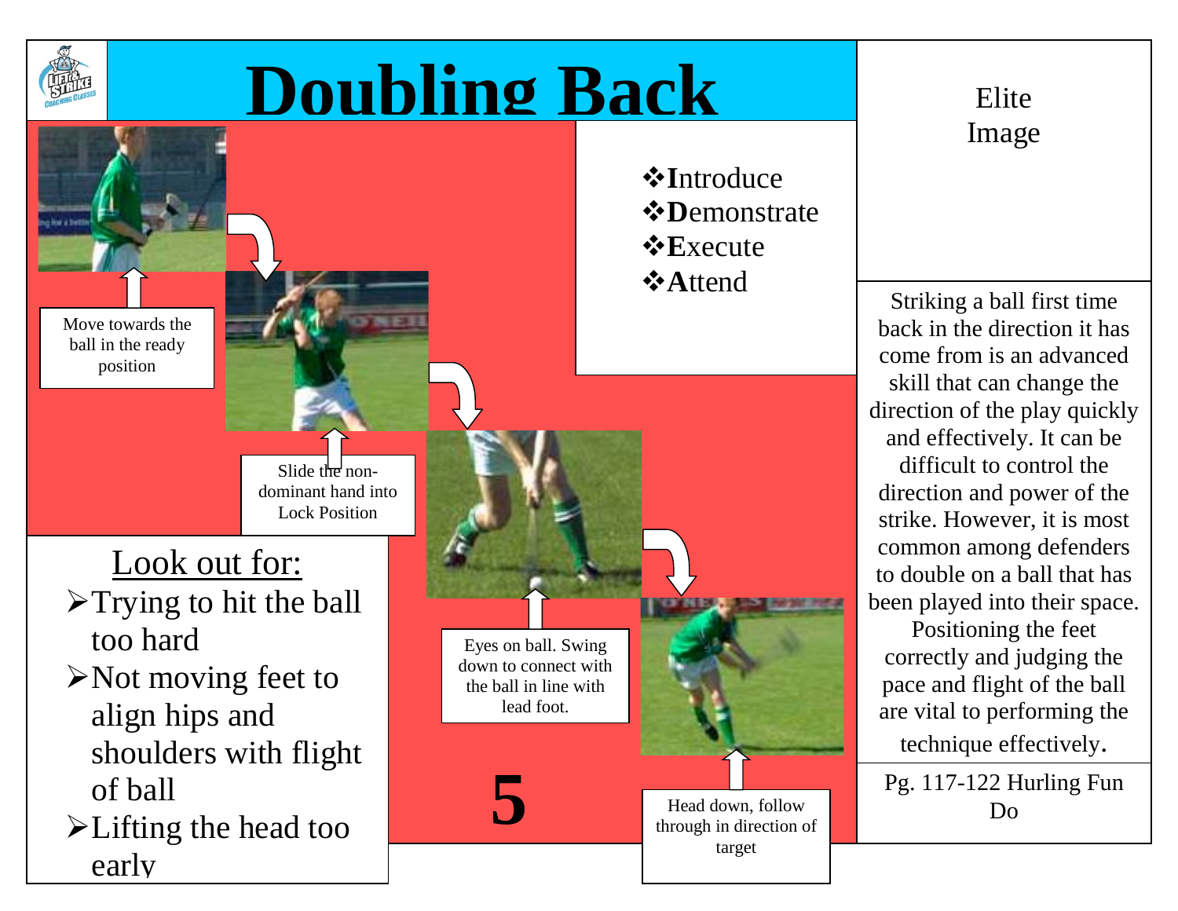# Doubling Back

- **I**ntroduce
- **D**emonstrate
- **E**xecute
- **A**ttend

Move towards the ball in the ready position

Slide the non-dominant hand into Lock Position

Eyes on ball. Swing down to connect with the ball in line with lead foot.

Head down, follow through in direction of target

## Look out for:

- Trying to hit the ball too hard
- Not moving feet to align hips and shoulders with flight of ball
- Lifting the head too early

**5**

Elite Image

Striking a ball first time back in the direction it has come from is an advanced skill that can change the direction of the play quickly and effectively. It can be difficult to control the direction and power of the strike. However, it is most common among defenders to double on a ball that has been played into their space. Positioning the feet correctly and judging the pace and flight of the ball are vital to performing the technique effectively.

Pg. 117-122 Hurling Fun Do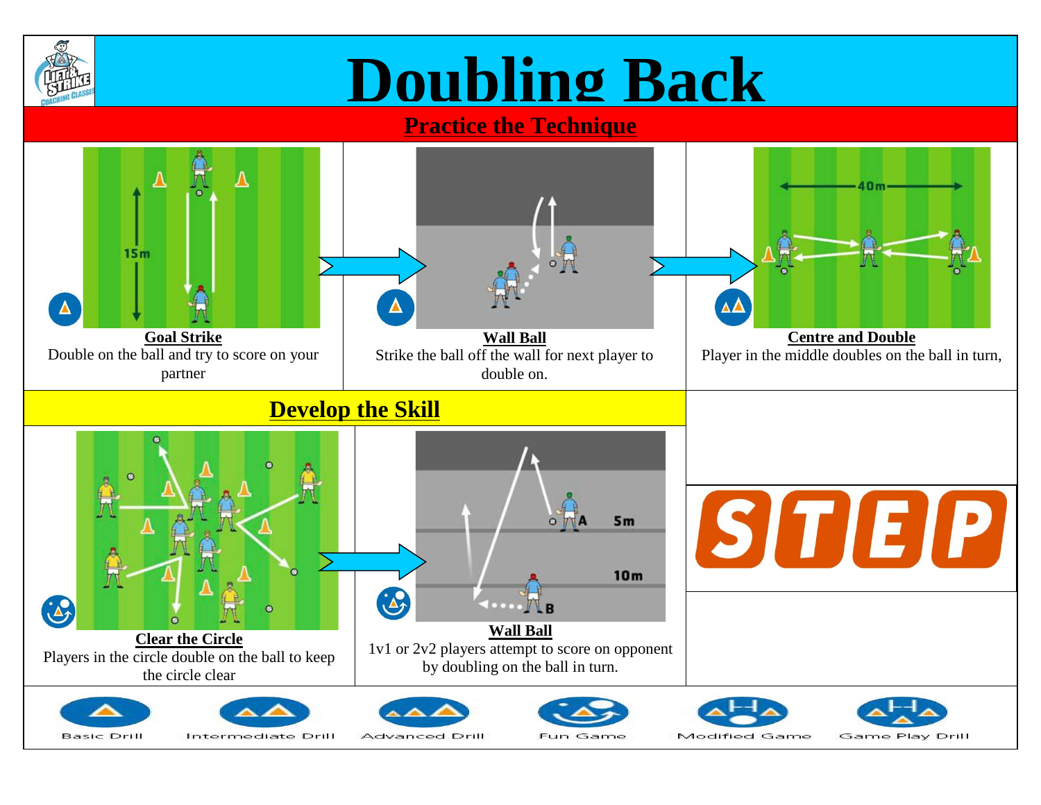# Doubling Back

## Practice the Technique

### Goal Strike

15m

Double on the ball and try to score on your partner

### Wall Ball

Strike the ball off the wall for next player to double on.

### Centre and Double

40m

Player in the middle doubles on the ball in turn,

## Develop the Skill

### Clear the Circle

Players in the circle double on the ball to keep the circle clear

### Wall Ball

A 5m

10m

B

1v1 or 2v2 players attempt to score on opponent by doubling on the ball in turn.

STEP

Basic Drill | Intermediate Drill | Advanced Drill | Fun Game | Modified Game | Game Play Drill